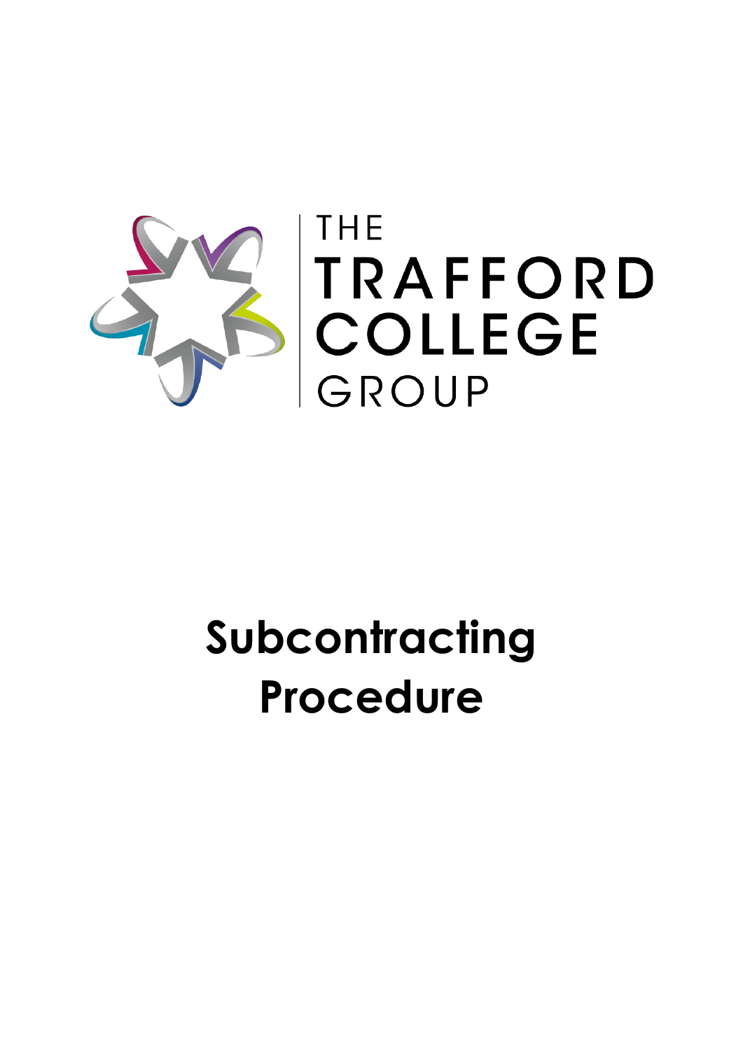THE TRAFFORD COLLEGE GROUP

# Subcontracting Procedure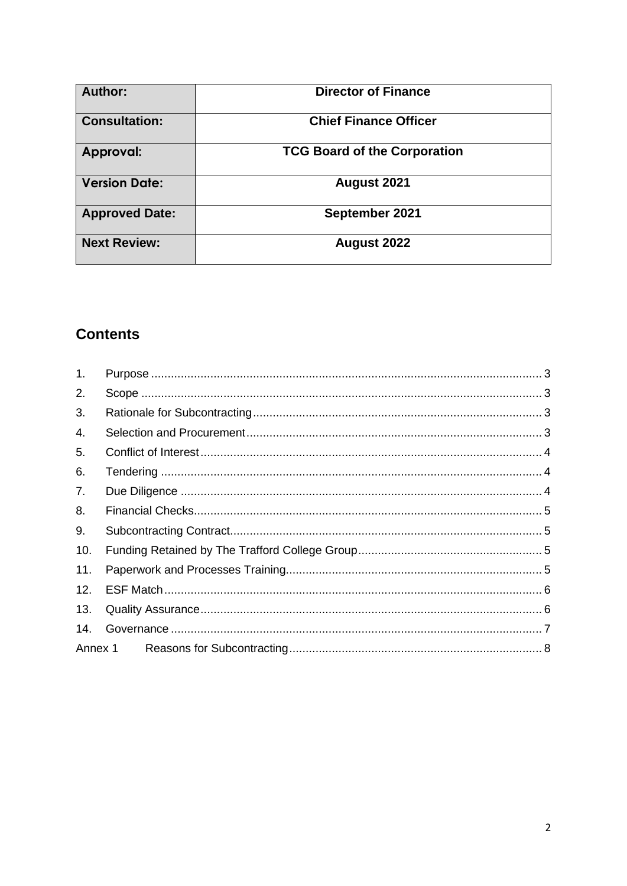| **Author:** | **Director of Finance** |
|---|---|
| **Consultation:** | **Chief Finance Officer** |
| **Approval:** | **TCG Board of the Corporation** |
| **Version Date:** | **August 2021** |
| **Approved Date:** | **September 2021** |
| **Next Review:** | **August 2022** |

## Contents

1. Purpose ..... 3
2. Scope ..... 3
3. Rationale for Subcontracting ..... 3
4. Selection and Procurement ..... 3
5. Conflict of Interest ..... 4
6. Tendering ..... 4
7. Due Diligence ..... 4
8. Financial Checks ..... 5
9. Subcontracting Contract ..... 5
10. Funding Retained by The Trafford College Group ..... 5
11. Paperwork and Processes Training ..... 5
12. ESF Match ..... 6
13. Quality Assurance ..... 6
14. Governance ..... 7

Annex 1 Reasons for Subcontracting ..... 8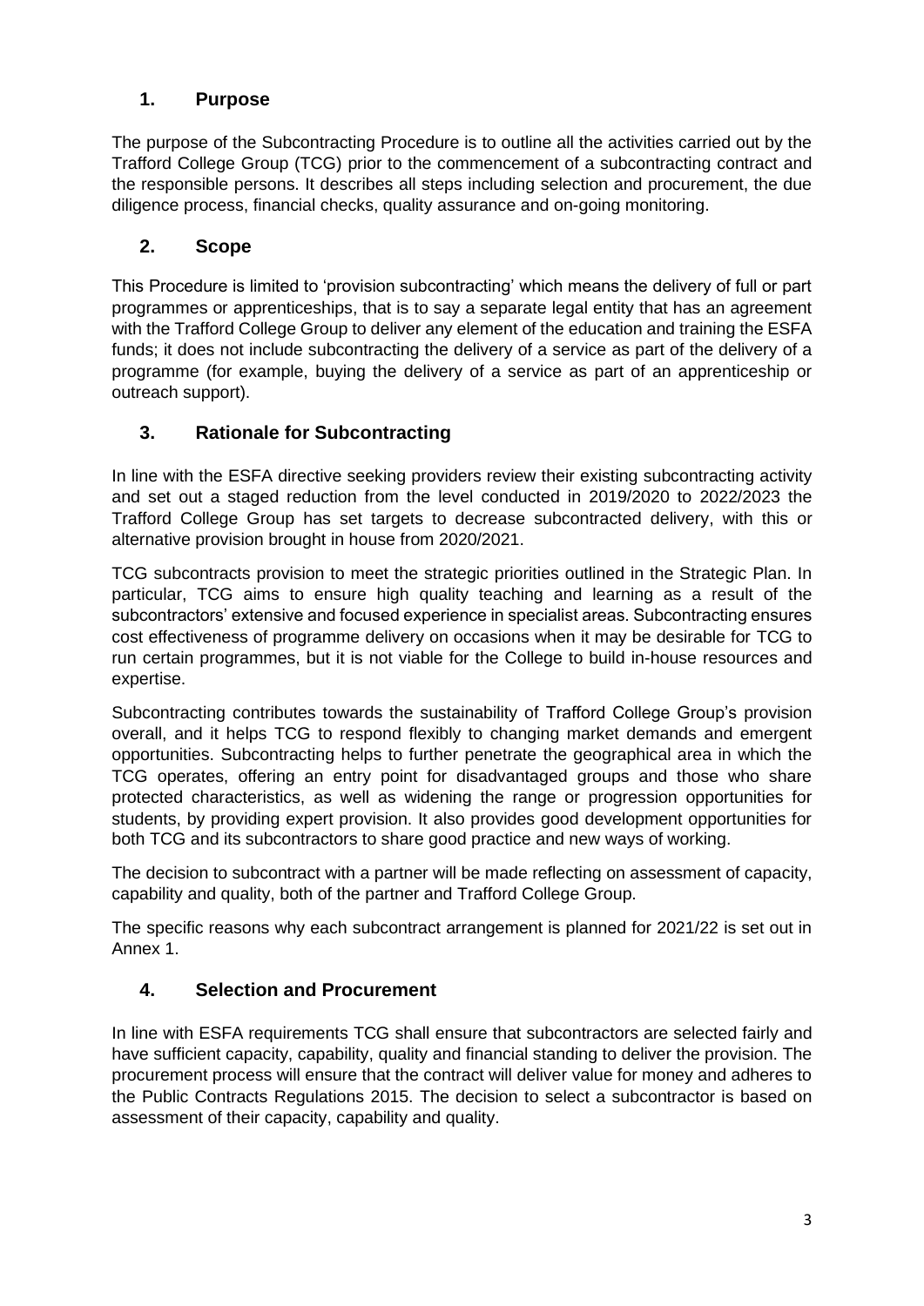## 1. Purpose

The purpose of the Subcontracting Procedure is to outline all the activities carried out by the Trafford College Group (TCG) prior to the commencement of a subcontracting contract and the responsible persons. It describes all steps including selection and procurement, the due diligence process, financial checks, quality assurance and on-going monitoring.

## 2. Scope

This Procedure is limited to 'provision subcontracting' which means the delivery of full or part programmes or apprenticeships, that is to say a separate legal entity that has an agreement with the Trafford College Group to deliver any element of the education and training the ESFA funds; it does not include subcontracting the delivery of a service as part of the delivery of a programme (for example, buying the delivery of a service as part of an apprenticeship or outreach support).

## 3. Rationale for Subcontracting

In line with the ESFA directive seeking providers review their existing subcontracting activity and set out a staged reduction from the level conducted in 2019/2020 to 2022/2023 the Trafford College Group has set targets to decrease subcontracted delivery, with this or alternative provision brought in house from 2020/2021.

TCG subcontracts provision to meet the strategic priorities outlined in the Strategic Plan. In particular, TCG aims to ensure high quality teaching and learning as a result of the subcontractors' extensive and focused experience in specialist areas. Subcontracting ensures cost effectiveness of programme delivery on occasions when it may be desirable for TCG to run certain programmes, but it is not viable for the College to build in-house resources and expertise.

Subcontracting contributes towards the sustainability of Trafford College Group's provision overall, and it helps TCG to respond flexibly to changing market demands and emergent opportunities. Subcontracting helps to further penetrate the geographical area in which the TCG operates, offering an entry point for disadvantaged groups and those who share protected characteristics, as well as widening the range or progression opportunities for students, by providing expert provision. It also provides good development opportunities for both TCG and its subcontractors to share good practice and new ways of working.

The decision to subcontract with a partner will be made reflecting on assessment of capacity, capability and quality, both of the partner and Trafford College Group.

The specific reasons why each subcontract arrangement is planned for 2021/22 is set out in Annex 1.

## 4. Selection and Procurement

In line with ESFA requirements TCG shall ensure that subcontractors are selected fairly and have sufficient capacity, capability, quality and financial standing to deliver the provision. The procurement process will ensure that the contract will deliver value for money and adheres to the Public Contracts Regulations 2015. The decision to select a subcontractor is based on assessment of their capacity, capability and quality.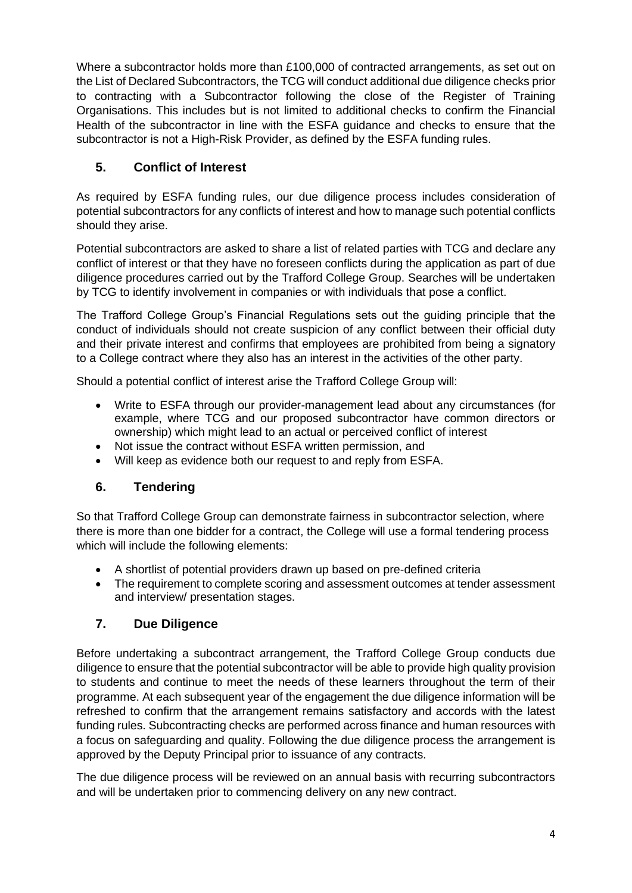Where a subcontractor holds more than £100,000 of contracted arrangements, as set out on the List of Declared Subcontractors, the TCG will conduct additional due diligence checks prior to contracting with a Subcontractor following the close of the Register of Training Organisations. This includes but is not limited to additional checks to confirm the Financial Health of the subcontractor in line with the ESFA guidance and checks to ensure that the subcontractor is not a High-Risk Provider, as defined by the ESFA funding rules.

## 5. Conflict of Interest

As required by ESFA funding rules, our due diligence process includes consideration of potential subcontractors for any conflicts of interest and how to manage such potential conflicts should they arise.

Potential subcontractors are asked to share a list of related parties with TCG and declare any conflict of interest or that they have no foreseen conflicts during the application as part of due diligence procedures carried out by the Trafford College Group. Searches will be undertaken by TCG to identify involvement in companies or with individuals that pose a conflict.

The Trafford College Group's Financial Regulations sets out the guiding principle that the conduct of individuals should not create suspicion of any conflict between their official duty and their private interest and confirms that employees are prohibited from being a signatory to a College contract where they also has an interest in the activities of the other party.

Should a potential conflict of interest arise the Trafford College Group will:

- Write to ESFA through our provider-management lead about any circumstances (for example, where TCG and our proposed subcontractor have common directors or ownership) which might lead to an actual or perceived conflict of interest
- Not issue the contract without ESFA written permission, and
- Will keep as evidence both our request to and reply from ESFA.

## 6. Tendering

So that Trafford College Group can demonstrate fairness in subcontractor selection, where there is more than one bidder for a contract, the College will use a formal tendering process which will include the following elements:

- A shortlist of potential providers drawn up based on pre-defined criteria
- The requirement to complete scoring and assessment outcomes at tender assessment and interview/ presentation stages.

## 7. Due Diligence

Before undertaking a subcontract arrangement, the Trafford College Group conducts due diligence to ensure that the potential subcontractor will be able to provide high quality provision to students and continue to meet the needs of these learners throughout the term of their programme. At each subsequent year of the engagement the due diligence information will be refreshed to confirm that the arrangement remains satisfactory and accords with the latest funding rules. Subcontracting checks are performed across finance and human resources with a focus on safeguarding and quality. Following the due diligence process the arrangement is approved by the Deputy Principal prior to issuance of any contracts.

The due diligence process will be reviewed on an annual basis with recurring subcontractors and will be undertaken prior to commencing delivery on any new contract.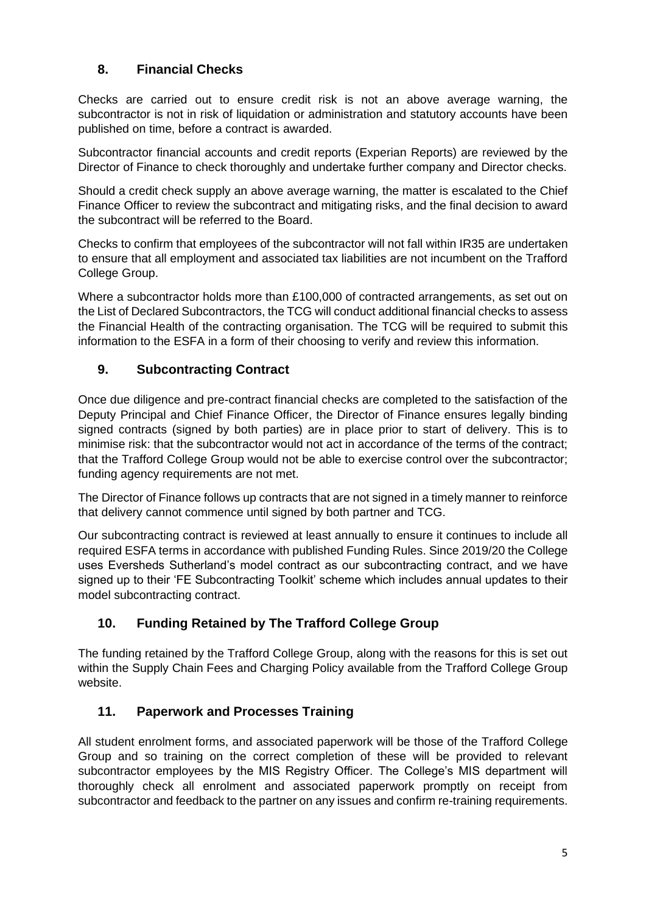## 8. Financial Checks

Checks are carried out to ensure credit risk is not an above average warning, the subcontractor is not in risk of liquidation or administration and statutory accounts have been published on time, before a contract is awarded.

Subcontractor financial accounts and credit reports (Experian Reports) are reviewed by the Director of Finance to check thoroughly and undertake further company and Director checks.

Should a credit check supply an above average warning, the matter is escalated to the Chief Finance Officer to review the subcontract and mitigating risks, and the final decision to award the subcontract will be referred to the Board.

Checks to confirm that employees of the subcontractor will not fall within IR35 are undertaken to ensure that all employment and associated tax liabilities are not incumbent on the Trafford College Group.

Where a subcontractor holds more than £100,000 of contracted arrangements, as set out on the List of Declared Subcontractors, the TCG will conduct additional financial checks to assess the Financial Health of the contracting organisation. The TCG will be required to submit this information to the ESFA in a form of their choosing to verify and review this information.

## 9. Subcontracting Contract

Once due diligence and pre-contract financial checks are completed to the satisfaction of the Deputy Principal and Chief Finance Officer, the Director of Finance ensures legally binding signed contracts (signed by both parties) are in place prior to start of delivery. This is to minimise risk: that the subcontractor would not act in accordance of the terms of the contract; that the Trafford College Group would not be able to exercise control over the subcontractor; funding agency requirements are not met.

The Director of Finance follows up contracts that are not signed in a timely manner to reinforce that delivery cannot commence until signed by both partner and TCG.

Our subcontracting contract is reviewed at least annually to ensure it continues to include all required ESFA terms in accordance with published Funding Rules. Since 2019/20 the College uses Eversheds Sutherland's model contract as our subcontracting contract, and we have signed up to their 'FE Subcontracting Toolkit' scheme which includes annual updates to their model subcontracting contract.

## 10. Funding Retained by The Trafford College Group

The funding retained by the Trafford College Group, along with the reasons for this is set out within the Supply Chain Fees and Charging Policy available from the Trafford College Group website.

## 11. Paperwork and Processes Training

All student enrolment forms, and associated paperwork will be those of the Trafford College Group and so training on the correct completion of these will be provided to relevant subcontractor employees by the MIS Registry Officer. The College's MIS department will thoroughly check all enrolment and associated paperwork promptly on receipt from subcontractor and feedback to the partner on any issues and confirm re-training requirements.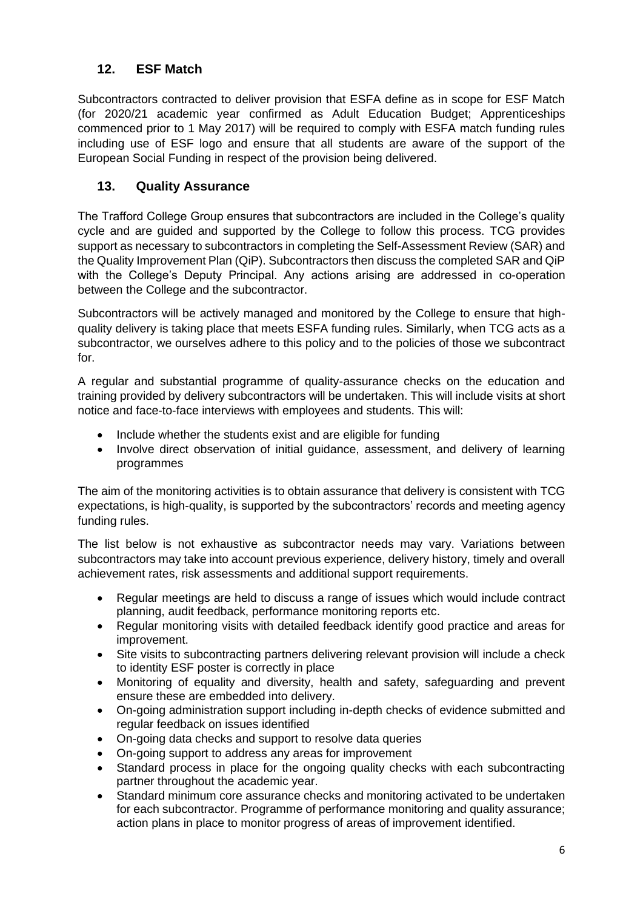## 12. ESF Match

Subcontractors contracted to deliver provision that ESFA define as in scope for ESF Match (for 2020/21 academic year confirmed as Adult Education Budget; Apprenticeships commenced prior to 1 May 2017) will be required to comply with ESFA match funding rules including use of ESF logo and ensure that all students are aware of the support of the European Social Funding in respect of the provision being delivered.

## 13. Quality Assurance

The Trafford College Group ensures that subcontractors are included in the College's quality cycle and are guided and supported by the College to follow this process. TCG provides support as necessary to subcontractors in completing the Self-Assessment Review (SAR) and the Quality Improvement Plan (QiP). Subcontractors then discuss the completed SAR and QiP with the College's Deputy Principal. Any actions arising are addressed in co-operation between the College and the subcontractor.

Subcontractors will be actively managed and monitored by the College to ensure that high-quality delivery is taking place that meets ESFA funding rules. Similarly, when TCG acts as a subcontractor, we ourselves adhere to this policy and to the policies of those we subcontract for.

A regular and substantial programme of quality-assurance checks on the education and training provided by delivery subcontractors will be undertaken. This will include visits at short notice and face-to-face interviews with employees and students. This will:

- Include whether the students exist and are eligible for funding
- Involve direct observation of initial guidance, assessment, and delivery of learning programmes

The aim of the monitoring activities is to obtain assurance that delivery is consistent with TCG expectations, is high-quality, is supported by the subcontractors' records and meeting agency funding rules.

The list below is not exhaustive as subcontractor needs may vary. Variations between subcontractors may take into account previous experience, delivery history, timely and overall achievement rates, risk assessments and additional support requirements.

- Regular meetings are held to discuss a range of issues which would include contract planning, audit feedback, performance monitoring reports etc.
- Regular monitoring visits with detailed feedback identify good practice and areas for improvement.
- Site visits to subcontracting partners delivering relevant provision will include a check to identity ESF poster is correctly in place
- Monitoring of equality and diversity, health and safety, safeguarding and prevent ensure these are embedded into delivery.
- On-going administration support including in-depth checks of evidence submitted and regular feedback on issues identified
- On-going data checks and support to resolve data queries
- On-going support to address any areas for improvement
- Standard process in place for the ongoing quality checks with each subcontracting partner throughout the academic year.
- Standard minimum core assurance checks and monitoring activated to be undertaken for each subcontractor. Programme of performance monitoring and quality assurance; action plans in place to monitor progress of areas of improvement identified.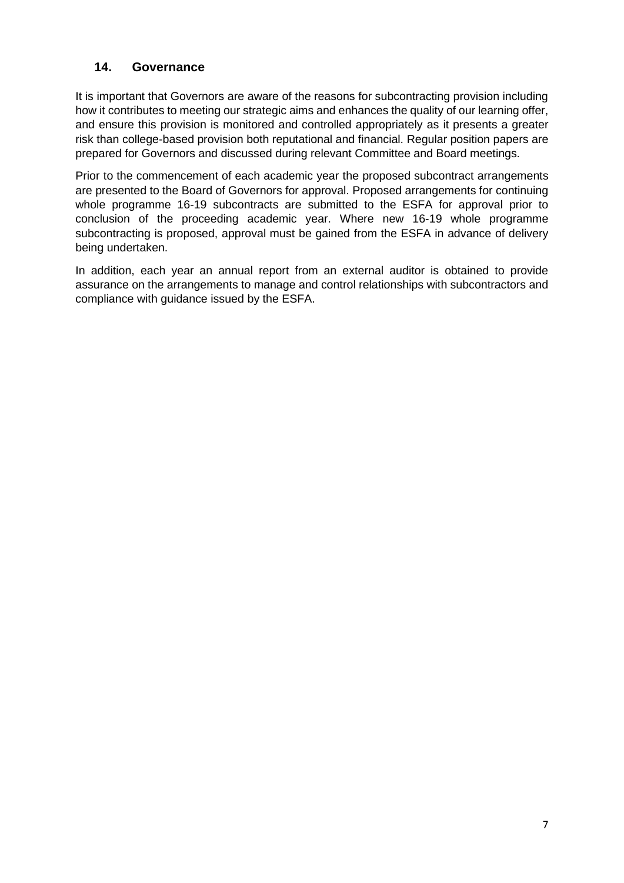## 14. Governance

It is important that Governors are aware of the reasons for subcontracting provision including how it contributes to meeting our strategic aims and enhances the quality of our learning offer, and ensure this provision is monitored and controlled appropriately as it presents a greater risk than college-based provision both reputational and financial. Regular position papers are prepared for Governors and discussed during relevant Committee and Board meetings.

Prior to the commencement of each academic year the proposed subcontract arrangements are presented to the Board of Governors for approval. Proposed arrangements for continuing whole programme 16-19 subcontracts are submitted to the ESFA for approval prior to conclusion of the proceeding academic year. Where new 16-19 whole programme subcontracting is proposed, approval must be gained from the ESFA in advance of delivery being undertaken.

In addition, each year an annual report from an external auditor is obtained to provide assurance on the arrangements to manage and control relationships with subcontractors and compliance with guidance issued by the ESFA.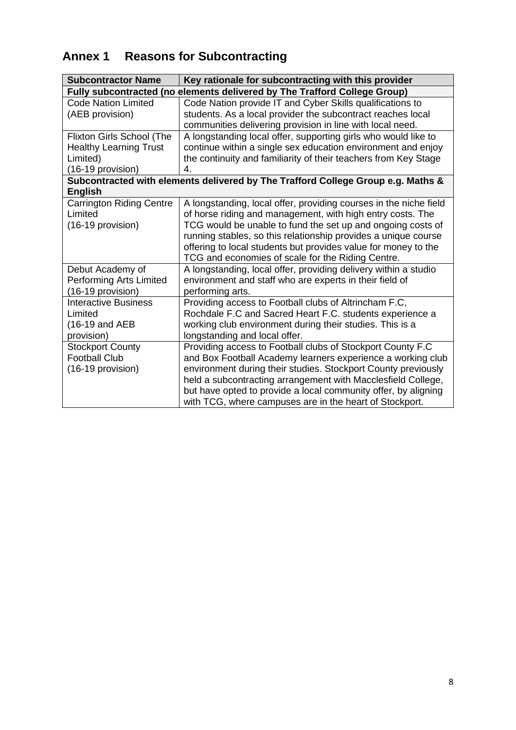## Annex 1 Reasons for Subcontracting

| Subcontractor Name | Key rationale for subcontracting with this provider |
|---|---|
| **Fully subcontracted (no elements delivered by The Trafford College Group)** | |
| Code Nation Limited (AEB provision) | Code Nation provide IT and Cyber Skills qualifications to students. As a local provider the subcontract reaches local communities delivering provision in line with local need. |
| Flixton Girls School (The Healthy Learning Trust Limited) (16-19 provision) | A longstanding local offer, supporting girls who would like to continue within a single sex education environment and enjoy the continuity and familiarity of their teachers from Key Stage 4. |
| **Subcontracted with elements delivered by The Trafford College Group e.g. Maths & English** | |
| Carrington Riding Centre Limited (16-19 provision) | A longstanding, local offer, providing courses in the niche field of horse riding and management, with high entry costs. The TCG would be unable to fund the set up and ongoing costs of running stables, so this relationship provides a unique course offering to local students but provides value for money to the TCG and economies of scale for the Riding Centre. |
| Debut Academy of Performing Arts Limited (16-19 provision) | A longstanding, local offer, providing delivery within a studio environment and staff who are experts in their field of performing arts. |
| Interactive Business Limited (16-19 and AEB provision) | Providing access to Football clubs of Altrincham F.C, Rochdale F.C and Sacred Heart F.C. students experience a working club environment during their studies. This is a longstanding and local offer. |
| Stockport County Football Club (16-19 provision) | Providing access to Football clubs of Stockport County F.C and Box Football Academy learners experience a working club environment during their studies. Stockport County previously held a subcontracting arrangement with Macclesfield College, but have opted to provide a local community offer, by aligning with TCG, where campuses are in the heart of Stockport. |